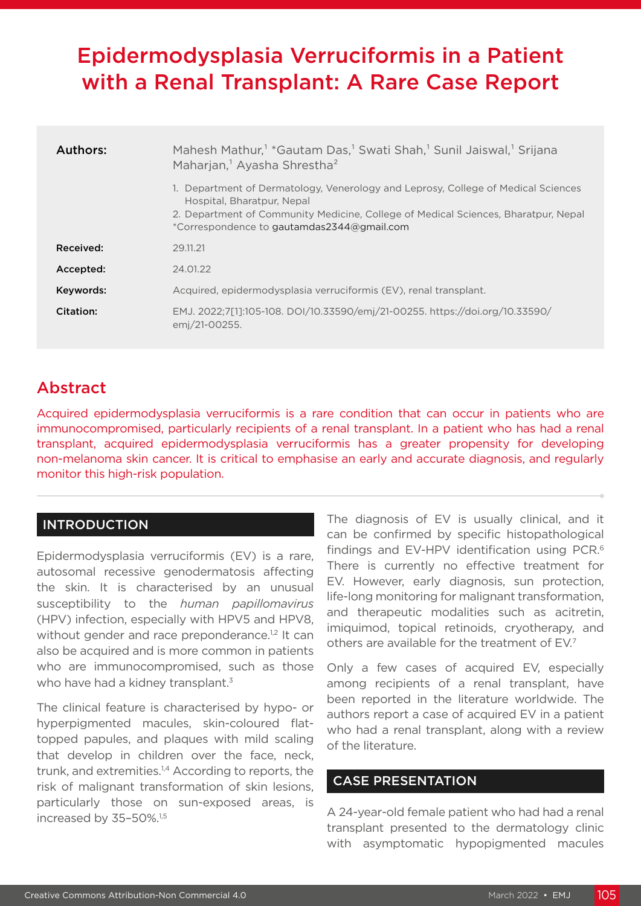# Epidermodysplasia Verruciformis in a Patient with a Renal Transplant: A Rare Case Report

| | |
|---|---|
| **Authors:** | Mahesh Mathur,[1] *Gautam Das,[1] Swati Shah,[1] Sunil Jaiswal,[1] Srijana Maharjan,[1] Ayasha Shrestha[2] |
| | 1. Department of Dermatology, Venerology and Leprosy, College of Medical Sciences Hospital, Bharatpur, Nepal<br>2. Department of Community Medicine, College of Medical Sciences, Bharatpur, Nepal<br>*Correspondence to gautamdas2344@gmail.com |
| **Received:** | 29.11.21 |
| **Accepted:** | 24.01.22 |
| **Keywords:** | Acquired, epidermodysplasia verruciformis (EV), renal transplant. |
| **Citation:** | EMJ. 2022;7[1]:105-108. DOI/10.33590/emj/21-00255. https://doi.org/10.33590/emj/21-00255. |

## Abstract

Acquired epidermodysplasia verruciformis is a rare condition that can occur in patients who are immunocompromised, particularly recipients of a renal transplant. In a patient who has had a renal transplant, acquired epidermodysplasia verruciformis has a greater propensity for developing non-melanoma skin cancer. It is critical to emphasise an early and accurate diagnosis, and regularly monitor this high-risk population.

## INTRODUCTION

Epidermodysplasia verruciformis (EV) is a rare, autosomal recessive genodermatosis affecting the skin. It is characterised by an unusual susceptibility to the *human papillomavirus* (HPV) infection, especially with HPV5 and HPV8, without gender and race preponderance.[1,2] It can also be acquired and is more common in patients who are immunocompromised, such as those who have had a kidney transplant.[3]

The clinical feature is characterised by hypo- or hyperpigmented macules, skin-coloured flat-topped papules, and plaques with mild scaling that develop in children over the face, neck, trunk, and extremities.[1,4] According to reports, the risk of malignant transformation of skin lesions, particularly those on sun-exposed areas, is increased by 35–50%.[1,5]

The diagnosis of EV is usually clinical, and it can be confirmed by specific histopathological findings and EV-HPV identification using PCR.[6] There is currently no effective treatment for EV. However, early diagnosis, sun protection, life-long monitoring for malignant transformation, and therapeutic modalities such as acitretin, imiquimod, topical retinoids, cryotherapy, and others are available for the treatment of EV.[7]

Only a few cases of acquired EV, especially among recipients of a renal transplant, have been reported in the literature worldwide. The authors report a case of acquired EV in a patient who had a renal transplant, along with a review of the literature.

## CASE PRESENTATION

A 24-year-old female patient who had had a renal transplant presented to the dermatology clinic with asymptomatic hypopigmented macules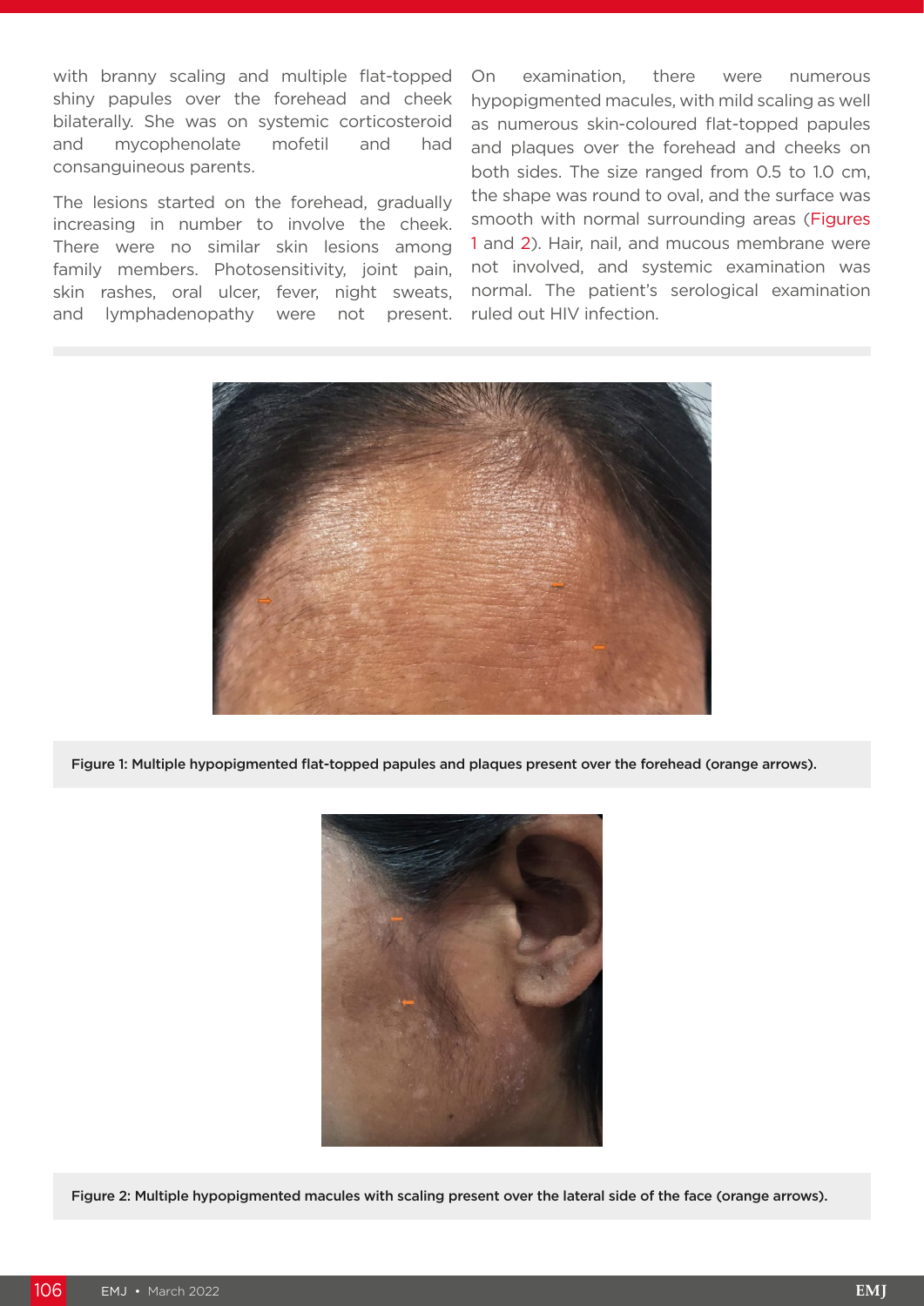with branny scaling and multiple flat-topped shiny papules over the forehead and cheek bilaterally. She was on systemic corticosteroid and mycophenolate mofetil and had consanguineous parents.

The lesions started on the forehead, gradually increasing in number to involve the cheek. There were no similar skin lesions among family members. Photosensitivity, joint pain, skin rashes, oral ulcer, fever, night sweats, and lymphadenopathy were not present.

On examination, there were numerous hypopigmented macules, with mild scaling as well as numerous skin-coloured flat-topped papules and plaques over the forehead and cheeks on both sides. The size ranged from 0.5 to 1.0 cm, the shape was round to oval, and the surface was smooth with normal surrounding areas (Figures 1 and 2). Hair, nail, and mucous membrane were not involved, and systemic examination was normal. The patient's serological examination ruled out HIV infection.

**Figure 1: Multiple hypopigmented flat-topped papules and plaques present over the forehead (orange arrows).**

**Figure 2: Multiple hypopigmented macules with scaling present over the lateral side of the face (orange arrows).**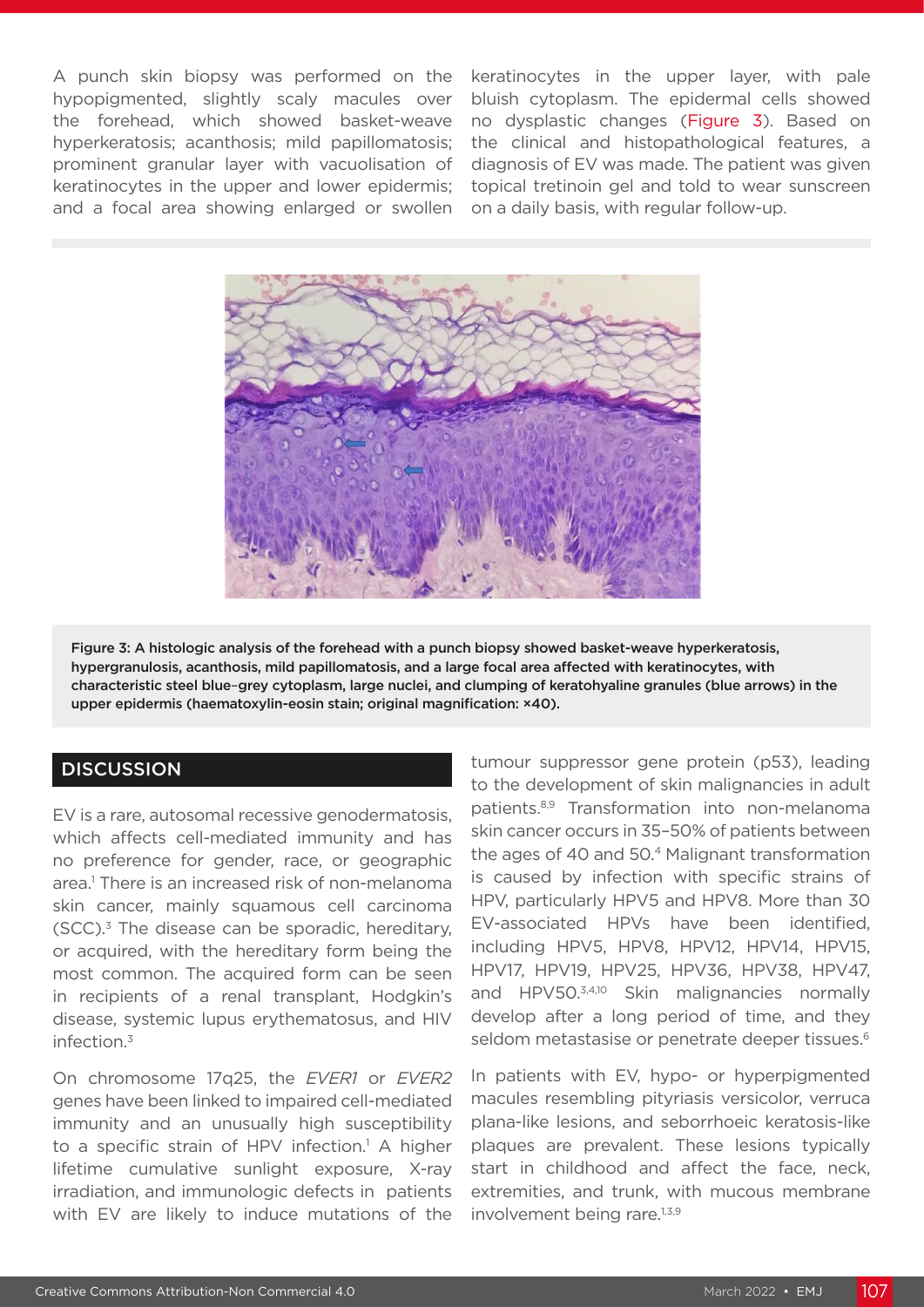A punch skin biopsy was performed on the hypopigmented, slightly scaly macules over the forehead, which showed basket-weave hyperkeratosis; acanthosis; mild papillomatosis; prominent granular layer with vacuolisation of keratinocytes in the upper and lower epidermis; and a focal area showing enlarged or swollen keratinocytes in the upper layer, with pale bluish cytoplasm. The epidermal cells showed no dysplastic changes (Figure 3). Based on the clinical and histopathological features, a diagnosis of EV was made. The patient was given topical tretinoin gel and told to wear sunscreen on a daily basis, with regular follow-up.

Figure 3: A histologic analysis of the forehead with a punch biopsy showed basket-weave hyperkeratosis, hypergranulosis, acanthosis, mild papillomatosis, and a large focal area affected with keratinocytes, with characteristic steel blue–grey cytoplasm, large nuclei, and clumping of keratohyaline granules (blue arrows) in the upper epidermis (haematoxylin-eosin stain; original magnification: ×40).

## DISCUSSION

EV is a rare, autosomal recessive genodermatosis, which affects cell-mediated immunity and has no preference for gender, race, or geographic area.[1] There is an increased risk of non-melanoma skin cancer, mainly squamous cell carcinoma (SCC).[3] The disease can be sporadic, hereditary, or acquired, with the hereditary form being the most common. The acquired form can be seen in recipients of a renal transplant, Hodgkin's disease, systemic lupus erythematosus, and HIV infection.[3]

On chromosome 17q25, the *EVER1* or *EVER2* genes have been linked to impaired cell-mediated immunity and an unusually high susceptibility to a specific strain of HPV infection.[1] A higher lifetime cumulative sunlight exposure, X-ray irradiation, and immunologic defects in patients with EV are likely to induce mutations of the tumour suppressor gene protein (p53), leading to the development of skin malignancies in adult patients.[8,9] Transformation into non-melanoma skin cancer occurs in 35–50% of patients between the ages of 40 and 50.[4] Malignant transformation is caused by infection with specific strains of HPV, particularly HPV5 and HPV8. More than 30 EV-associated HPVs have been identified, including HPV5, HPV8, HPV12, HPV14, HPV15, HPV17, HPV19, HPV25, HPV36, HPV38, HPV47, and HPV50.[3,4,10] Skin malignancies normally develop after a long period of time, and they seldom metastasise or penetrate deeper tissues.[6]

In patients with EV, hypo- or hyperpigmented macules resembling pityriasis versicolor, verruca plana-like lesions, and seborrhoeic keratosis-like plaques are prevalent. These lesions typically start in childhood and affect the face, neck, extremities, and trunk, with mucous membrane involvement being rare.[1,3,9]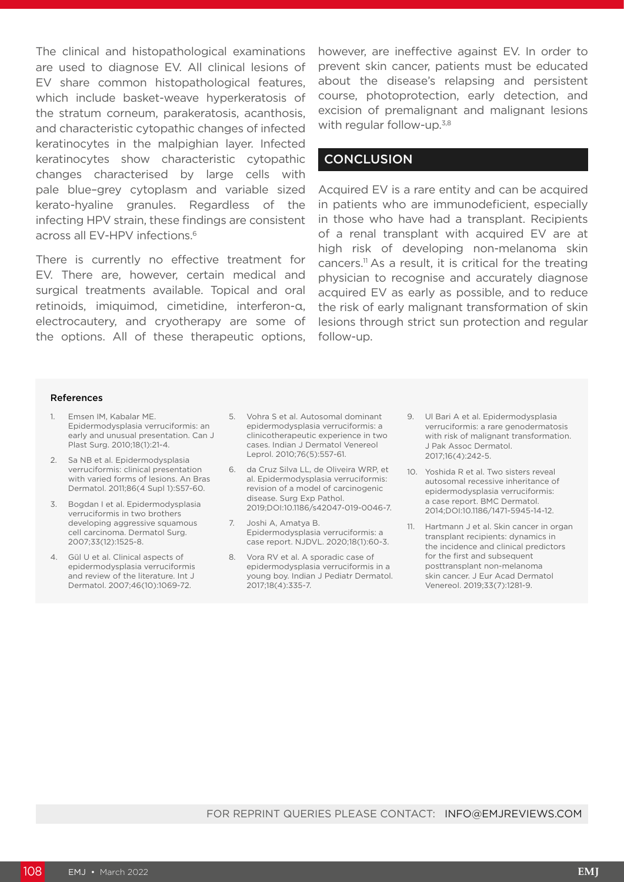The clinical and histopathological examinations are used to diagnose EV. All clinical lesions of EV share common histopathological features, which include basket-weave hyperkeratosis of the stratum corneum, parakeratosis, acanthosis, and characteristic cytopathic changes of infected keratinocytes in the malpighian layer. Infected keratinocytes show characteristic cytopathic changes characterised by large cells with pale blue–grey cytoplasm and variable sized kerato-hyaline granules. Regardless of the infecting HPV strain, these findings are consistent across all EV-HPV infections.[6]

There is currently no effective treatment for EV. There are, however, certain medical and surgical treatments available. Topical and oral retinoids, imiquimod, cimetidine, interferon-α, electrocautery, and cryotherapy are some of the options. All of these therapeutic options, however, are ineffective against EV. In order to prevent skin cancer, patients must be educated about the disease's relapsing and persistent course, photoprotection, early detection, and excision of premalignant and malignant lesions with regular follow-up.[3,8]

## CONCLUSION

Acquired EV is a rare entity and can be acquired in patients who are immunodeficient, especially in those who have had a transplant. Recipients of a renal transplant with acquired EV are at high risk of developing non-melanoma skin cancers.[11] As a result, it is critical for the treating physician to recognise and accurately diagnose acquired EV as early as possible, and to reduce the risk of early malignant transformation of skin lesions through strict sun protection and regular follow-up.

### References

1. Emsen IM, Kabalar ME. Epidermodysplasia verruciformis: an early and unusual presentation. Can J Plast Surg. 2010;18(1):21-4.
2. Sa NB et al. Epidermodysplasia verruciformis: clinical presentation with varied forms of lesions. An Bras Dermatol. 2011;86(4 Supl 1):S57-60.
3. Bogdan I et al. Epidermodysplasia verruciformis in two brothers developing aggressive squamous cell carcinoma. Dermatol Surg. 2007;33(12):1525-8.
4. Gül U et al. Clinical aspects of epidermodysplasia verruciformis and review of the literature. Int J Dermatol. 2007;46(10):1069-72.
5. Vohra S et al. Autosomal dominant epidermodysplasia verruciformis: a clinicotherapeutic experience in two cases. Indian J Dermatol Venereol Leprol. 2010;76(5):557-61.
6. da Cruz Silva LL, de Oliveira WRP, et al. Epidermodysplasia verruciformis: revision of a model of carcinogenic disease. Surg Exp Pathol. 2019;DOI:10.1186/s42047-019-0046-7.
7. Joshi A, Amatya B. Epidermodysplasia verruciformis: a case report. NJDVL. 2020;18(1):60-3.
8. Vora RV et al. A sporadic case of epidermodysplasia verruciformis in a young boy. Indian J Pediatr Dermatol. 2017;18(4):335-7.
9. Ul Bari A et al. Epidermodysplasia verruciformis: a rare genodermatosis with risk of malignant transformation. J Pak Assoc Dermatol. 2017;16(4):242-5.
10. Yoshida R et al. Two sisters reveal autosomal recessive inheritance of epidermodysplasia verruciformis: a case report. BMC Dermatol. 2014;DOI:10.1186/1471-5945-14-12.
11. Hartmann J et al. Skin cancer in organ transplant recipients: dynamics in the incidence and clinical predictors for the first and subsequent posttransplant non-melanoma skin cancer. J Eur Acad Dermatol Venereol. 2019;33(7):1281-9.

FOR REPRINT QUERIES PLEASE CONTACT: INFO@EMJREVIEWS.COM